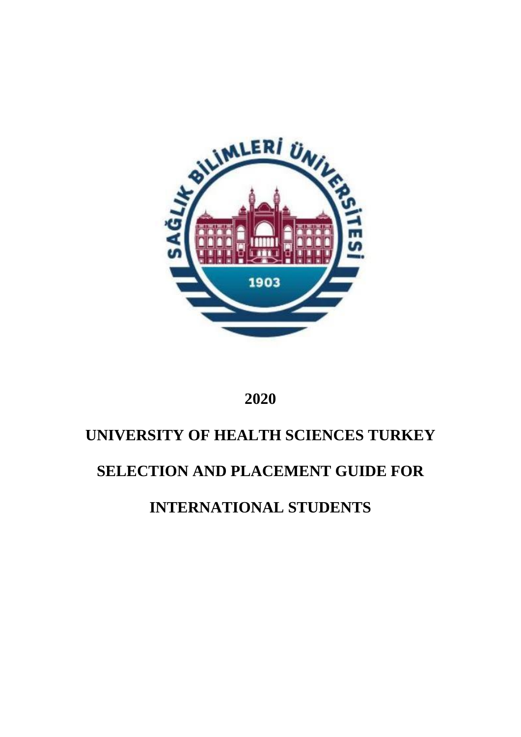# 2020

# UNIVERSITY OF HEALTH SCIENCES TURKEY

# SELECTION AND PLACEMENT GUIDE FOR

# INTERNATIONAL STUDENTS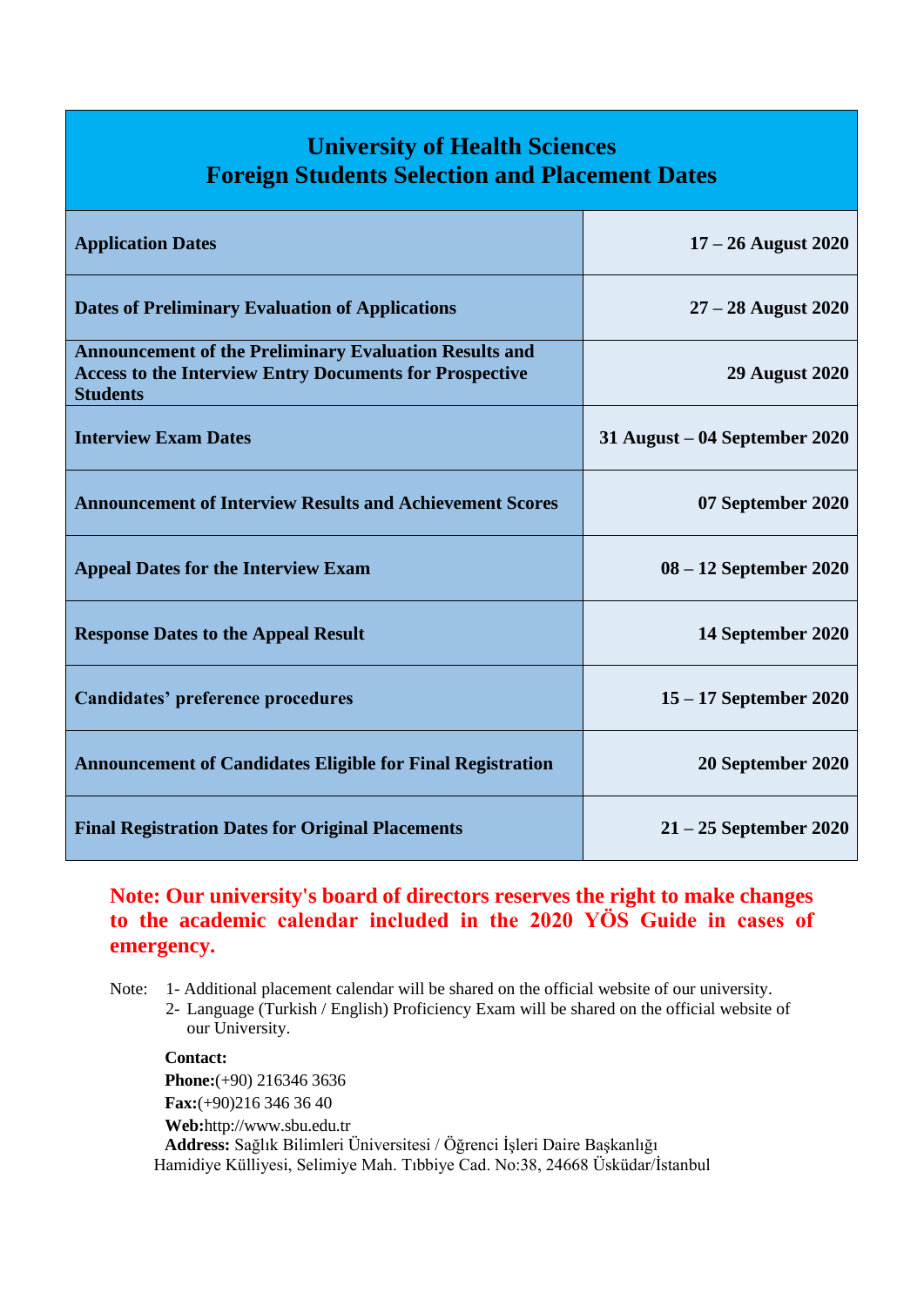| University of Health Sciences<br>Foreign Students Selection and Placement Dates | |
|---|---|
| **Application Dates** | **17 – 26 August 2020** |
| **Dates of Preliminary Evaluation of Applications** | **27 – 28 August 2020** |
| **Announcement of the Preliminary Evaluation Results and Access to the Interview Entry Documents for Prospective Students** | **29 August 2020** |
| **Interview Exam Dates** | **31 August – 04 September 2020** |
| **Announcement of Interview Results and Achievement Scores** | **07 September 2020** |
| **Appeal Dates for the Interview Exam** | **08 – 12 September 2020** |
| **Response Dates to the Appeal Result** | **14 September 2020** |
| **Candidates' preference procedures** | **15 – 17 September 2020** |
| **Announcement of Candidates Eligible for Final Registration** | **20 September 2020** |
| **Final Registration Dates for Original Placements** | **21 – 25 September 2020** |

**Note: Our university's board of directors reserves the right to make changes to the academic calendar included in the 2020 YÖS Guide in cases of emergency.**

Note:
1. Additional placement calendar will be shared on the official website of our university.
2. Language (Turkish / English) Proficiency Exam will be shared on the official website of our University.

**Contact:**
**Phone:**(+90) 216346 3636
**Fax:**(+90)216 346 36 40
**Web:**http://www.sbu.edu.tr
**Address:** Sağlık Bilimleri Üniversitesi / Öğrenci İşleri Daire Başkanlığı
Hamidiye Külliyesi, Selimiye Mah. Tıbbiye Cad. No:38, 24668 Üsküdar/İstanbul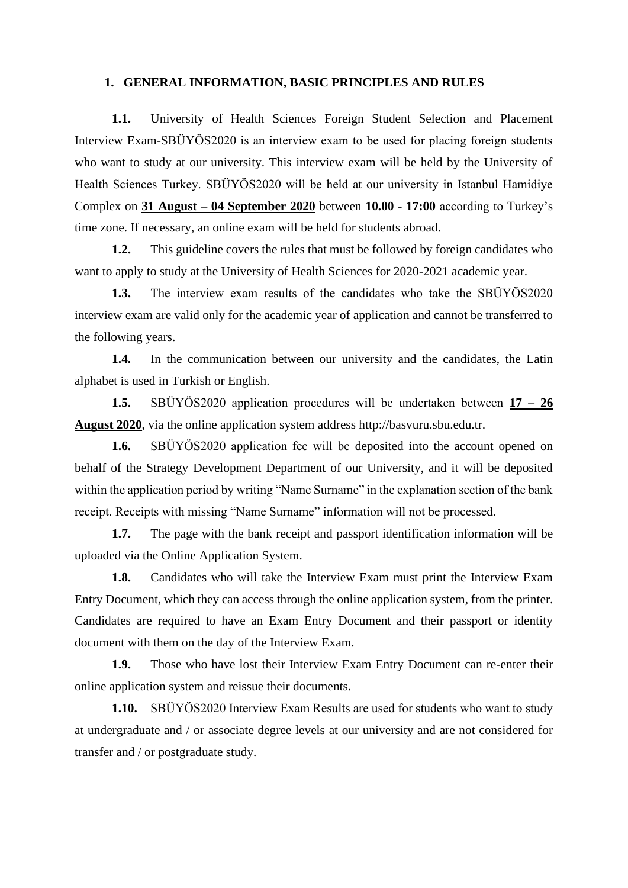## 1. GENERAL INFORMATION, BASIC PRINCIPLES AND RULES

**1.1.** University of Health Sciences Foreign Student Selection and Placement Interview Exam-SBÜYÖS2020 is an interview exam to be used for placing foreign students who want to study at our university. This interview exam will be held by the University of Health Sciences Turkey. SBÜYÖS2020 will be held at our university in Istanbul Hamidiye Complex on **31 August – 04 September 2020** between **10.00 - 17:00** according to Turkey's time zone. If necessary, an online exam will be held for students abroad.

**1.2.** This guideline covers the rules that must be followed by foreign candidates who want to apply to study at the University of Health Sciences for 2020-2021 academic year.

**1.3.** The interview exam results of the candidates who take the SBÜYÖS2020 interview exam are valid only for the academic year of application and cannot be transferred to the following years.

**1.4.** In the communication between our university and the candidates, the Latin alphabet is used in Turkish or English.

**1.5.** SBÜYÖS2020 application procedures will be undertaken between **17 – 26 August 2020**, via the online application system address http://basvuru.sbu.edu.tr.

**1.6.** SBÜYÖS2020 application fee will be deposited into the account opened on behalf of the Strategy Development Department of our University, and it will be deposited within the application period by writing "Name Surname" in the explanation section of the bank receipt. Receipts with missing "Name Surname" information will not be processed.

**1.7.** The page with the bank receipt and passport identification information will be uploaded via the Online Application System.

**1.8.** Candidates who will take the Interview Exam must print the Interview Exam Entry Document, which they can access through the online application system, from the printer. Candidates are required to have an Exam Entry Document and their passport or identity document with them on the day of the Interview Exam.

**1.9.** Those who have lost their Interview Exam Entry Document can re-enter their online application system and reissue their documents.

**1.10.** SBÜYÖS2020 Interview Exam Results are used for students who want to study at undergraduate and / or associate degree levels at our university and are not considered for transfer and / or postgraduate study.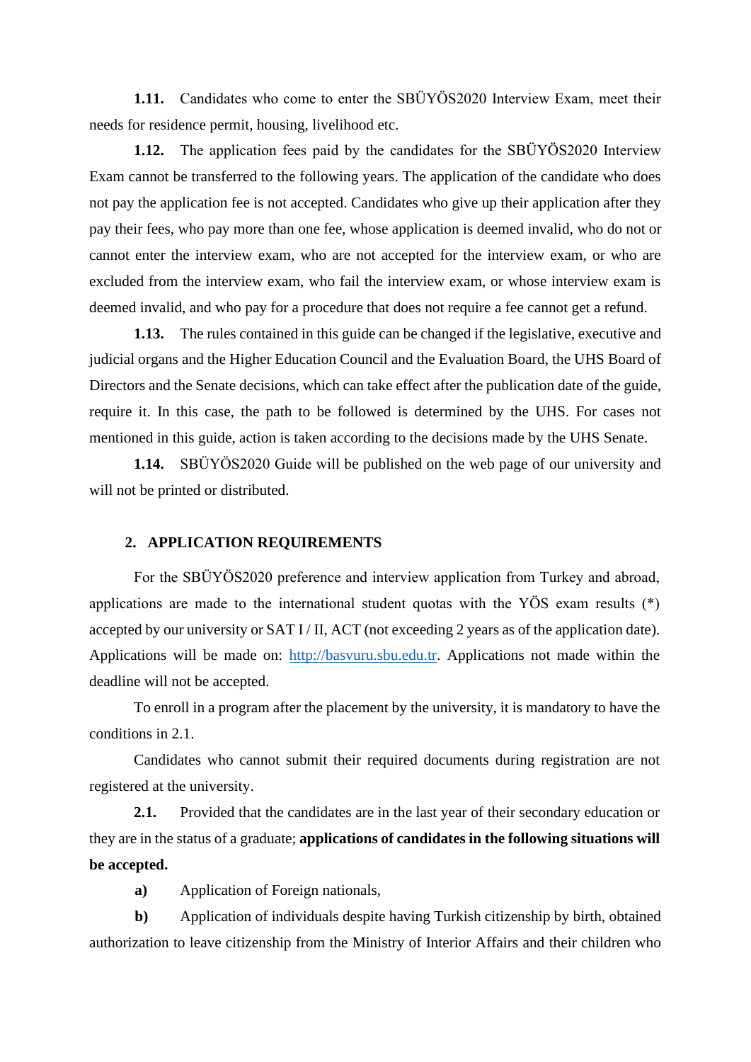**1.11.** Candidates who come to enter the SBÜYÖS2020 Interview Exam, meet their needs for residence permit, housing, livelihood etc.

**1.12.** The application fees paid by the candidates for the SBÜYÖS2020 Interview Exam cannot be transferred to the following years. The application of the candidate who does not pay the application fee is not accepted. Candidates who give up their application after they pay their fees, who pay more than one fee, whose application is deemed invalid, who do not or cannot enter the interview exam, who are not accepted for the interview exam, or who are excluded from the interview exam, who fail the interview exam, or whose interview exam is deemed invalid, and who pay for a procedure that does not require a fee cannot get a refund.

**1.13.** The rules contained in this guide can be changed if the legislative, executive and judicial organs and the Higher Education Council and the Evaluation Board, the UHS Board of Directors and the Senate decisions, which can take effect after the publication date of the guide, require it. In this case, the path to be followed is determined by the UHS. For cases not mentioned in this guide, action is taken according to the decisions made by the UHS Senate.

**1.14.** SBÜYÖS2020 Guide will be published on the web page of our university and will not be printed or distributed.

## 2. APPLICATION REQUIREMENTS

For the SBÜYÖS2020 preference and interview application from Turkey and abroad, applications are made to the international student quotas with the YÖS exam results (*) accepted by our university or SAT I / II, ACT (not exceeding 2 years as of the application date). Applications will be made on: http://basvuru.sbu.edu.tr. Applications not made within the deadline will not be accepted.

To enroll in a program after the placement by the university, it is mandatory to have the conditions in 2.1.

Candidates who cannot submit their required documents during registration are not registered at the university.

**2.1.** Provided that the candidates are in the last year of their secondary education or they are in the status of a graduate; **applications of candidates in the following situations will be accepted.**

**a)** Application of Foreign nationals,

**b)** Application of individuals despite having Turkish citizenship by birth, obtained authorization to leave citizenship from the Ministry of Interior Affairs and their children who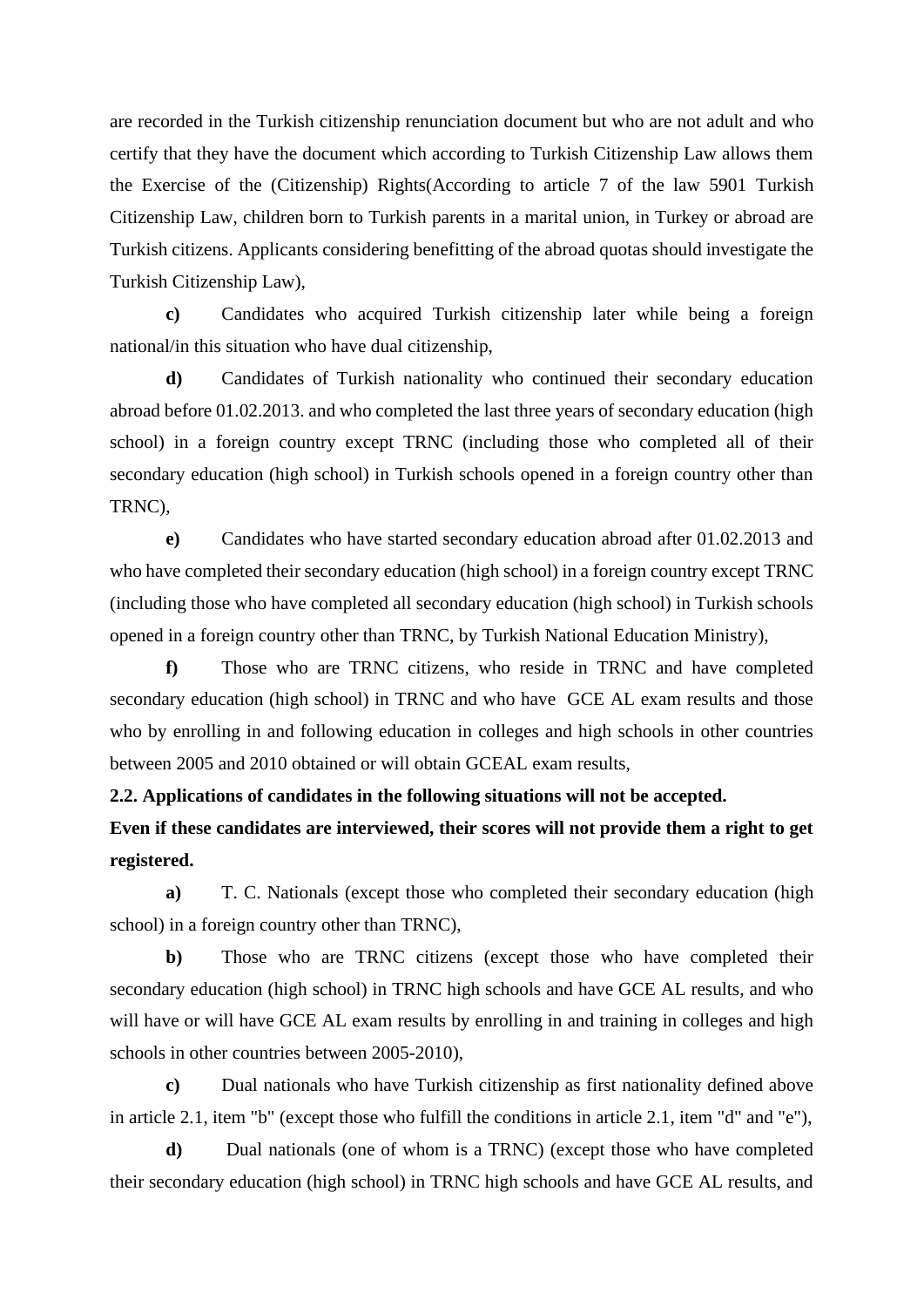are recorded in the Turkish citizenship renunciation document but who are not adult and who certify that they have the document which according to Turkish Citizenship Law allows them the Exercise of the (Citizenship) Rights(According to article 7 of the law 5901 Turkish Citizenship Law, children born to Turkish parents in a marital union, in Turkey or abroad are Turkish citizens. Applicants considering benefitting of the abroad quotas should investigate the Turkish Citizenship Law),

**c)** Candidates who acquired Turkish citizenship later while being a foreign national/in this situation who have dual citizenship,

**d)** Candidates of Turkish nationality who continued their secondary education abroad before 01.02.2013. and who completed the last three years of secondary education (high school) in a foreign country except TRNC (including those who completed all of their secondary education (high school) in Turkish schools opened in a foreign country other than TRNC),

**e)** Candidates who have started secondary education abroad after 01.02.2013 and who have completed their secondary education (high school) in a foreign country except TRNC (including those who have completed all secondary education (high school) in Turkish schools opened in a foreign country other than TRNC, by Turkish National Education Ministry),

**f)** Those who are TRNC citizens, who reside in TRNC and have completed secondary education (high school) in TRNC and who have GCE AL exam results and those who by enrolling in and following education in colleges and high schools in other countries between 2005 and 2010 obtained or will obtain GCEAL exam results,

**2.2. Applications of candidates in the following situations will not be accepted. Even if these candidates are interviewed, their scores will not provide them a right to get registered.**

**a)** T. C. Nationals (except those who completed their secondary education (high school) in a foreign country other than TRNC),

**b)** Those who are TRNC citizens (except those who have completed their secondary education (high school) in TRNC high schools and have GCE AL results, and who will have or will have GCE AL exam results by enrolling in and training in colleges and high schools in other countries between 2005-2010),

**c)** Dual nationals who have Turkish citizenship as first nationality defined above in article 2.1, item "b" (except those who fulfill the conditions in article 2.1, item "d" and "e"),

**d)** Dual nationals (one of whom is a TRNC) (except those who have completed their secondary education (high school) in TRNC high schools and have GCE AL results, and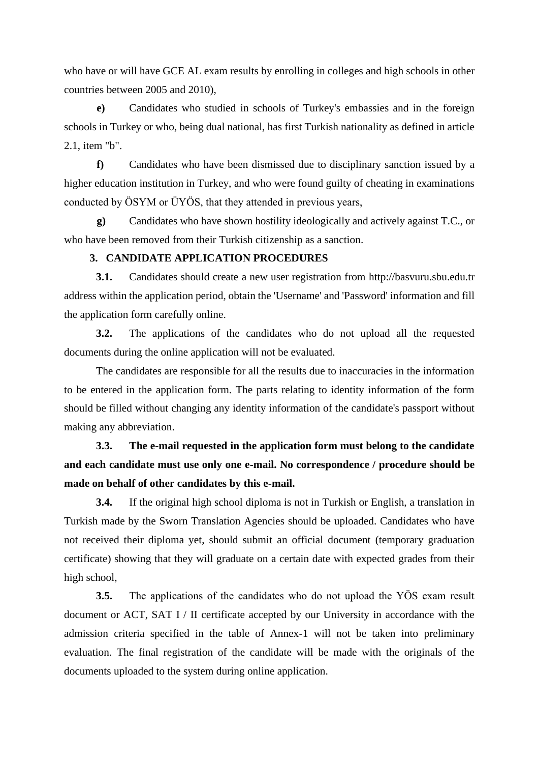who have or will have GCE AL exam results by enrolling in colleges and high schools in other countries between 2005 and 2010),

**e)** Candidates who studied in schools of Turkey's embassies and in the foreign schools in Turkey or who, being dual national, has first Turkish nationality as defined in article 2.1, item "b".

**f)** Candidates who have been dismissed due to disciplinary sanction issued by a higher education institution in Turkey, and who were found guilty of cheating in examinations conducted by ÖSYM or ÜYÖS, that they attended in previous years,

**g)** Candidates who have shown hostility ideologically and actively against T.C., or who have been removed from their Turkish citizenship as a sanction.

## 3. CANDIDATE APPLICATION PROCEDURES

**3.1.** Candidates should create a new user registration from http://basvuru.sbu.edu.tr address within the application period, obtain the 'Username' and 'Password' information and fill the application form carefully online.

**3.2.** The applications of the candidates who do not upload all the requested documents during the online application will not be evaluated.

The candidates are responsible for all the results due to inaccuracies in the information to be entered in the application form. The parts relating to identity information of the form should be filled without changing any identity information of the candidate's passport without making any abbreviation.

**3.3. The e-mail requested in the application form must belong to the candidate and each candidate must use only one e-mail. No correspondence / procedure should be made on behalf of other candidates by this e-mail.**

**3.4.** If the original high school diploma is not in Turkish or English, a translation in Turkish made by the Sworn Translation Agencies should be uploaded. Candidates who have not received their diploma yet, should submit an official document (temporary graduation certificate) showing that they will graduate on a certain date with expected grades from their high school,

**3.5.** The applications of the candidates who do not upload the YÖS exam result document or ACT, SAT I / II certificate accepted by our University in accordance with the admission criteria specified in the table of Annex-1 will not be taken into preliminary evaluation. The final registration of the candidate will be made with the originals of the documents uploaded to the system during online application.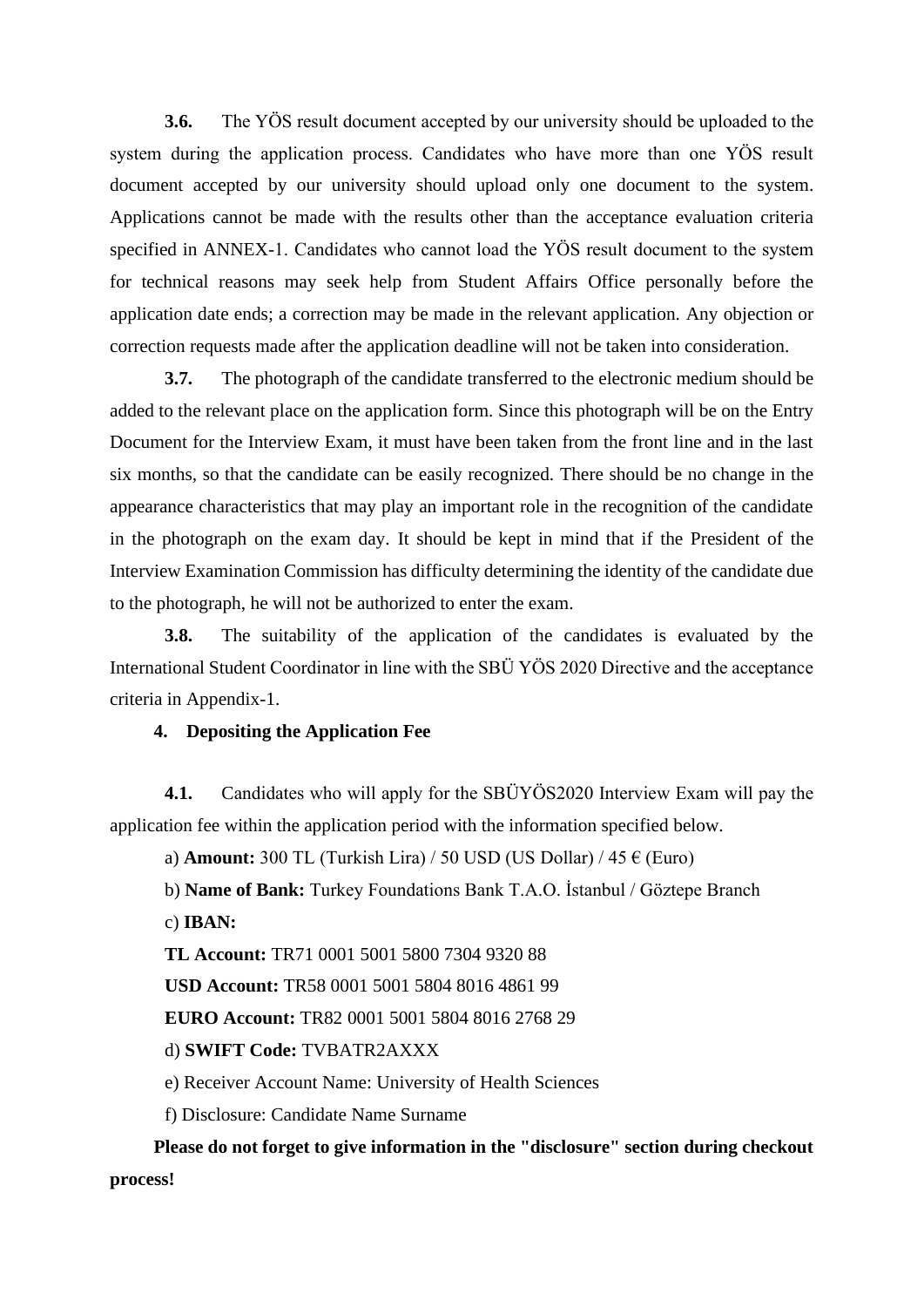**3.6.** The YÖS result document accepted by our university should be uploaded to the system during the application process. Candidates who have more than one YÖS result document accepted by our university should upload only one document to the system. Applications cannot be made with the results other than the acceptance evaluation criteria specified in ANNEX-1. Candidates who cannot load the YÖS result document to the system for technical reasons may seek help from Student Affairs Office personally before the application date ends; a correction may be made in the relevant application. Any objection or correction requests made after the application deadline will not be taken into consideration.

**3.7.** The photograph of the candidate transferred to the electronic medium should be added to the relevant place on the application form. Since this photograph will be on the Entry Document for the Interview Exam, it must have been taken from the front line and in the last six months, so that the candidate can be easily recognized. There should be no change in the appearance characteristics that may play an important role in the recognition of the candidate in the photograph on the exam day. It should be kept in mind that if the President of the Interview Examination Commission has difficulty determining the identity of the candidate due to the photograph, he will not be authorized to enter the exam.

**3.8.** The suitability of the application of the candidates is evaluated by the International Student Coordinator in line with the SBÜ YÖS 2020 Directive and the acceptance criteria in Appendix-1.

## 4. Depositing the Application Fee

**4.1.** Candidates who will apply for the SBÜYÖS2020 Interview Exam will pay the application fee within the application period with the information specified below.

a) **Amount:** 300 TL (Turkish Lira) / 50 USD (US Dollar) / 45 € (Euro)

b) **Name of Bank:** Turkey Foundations Bank T.A.O. İstanbul / Göztepe Branch

c) **IBAN:**

**TL Account:** TR71 0001 5001 5800 7304 9320 88

**USD Account:** TR58 0001 5001 5804 8016 4861 99

**EURO Account:** TR82 0001 5001 5804 8016 2768 29

d) **SWIFT Code:** TVBATR2AXXX

e) Receiver Account Name: University of Health Sciences

f) Disclosure: Candidate Name Surname

**Please do not forget to give information in the "disclosure" section during checkout process!**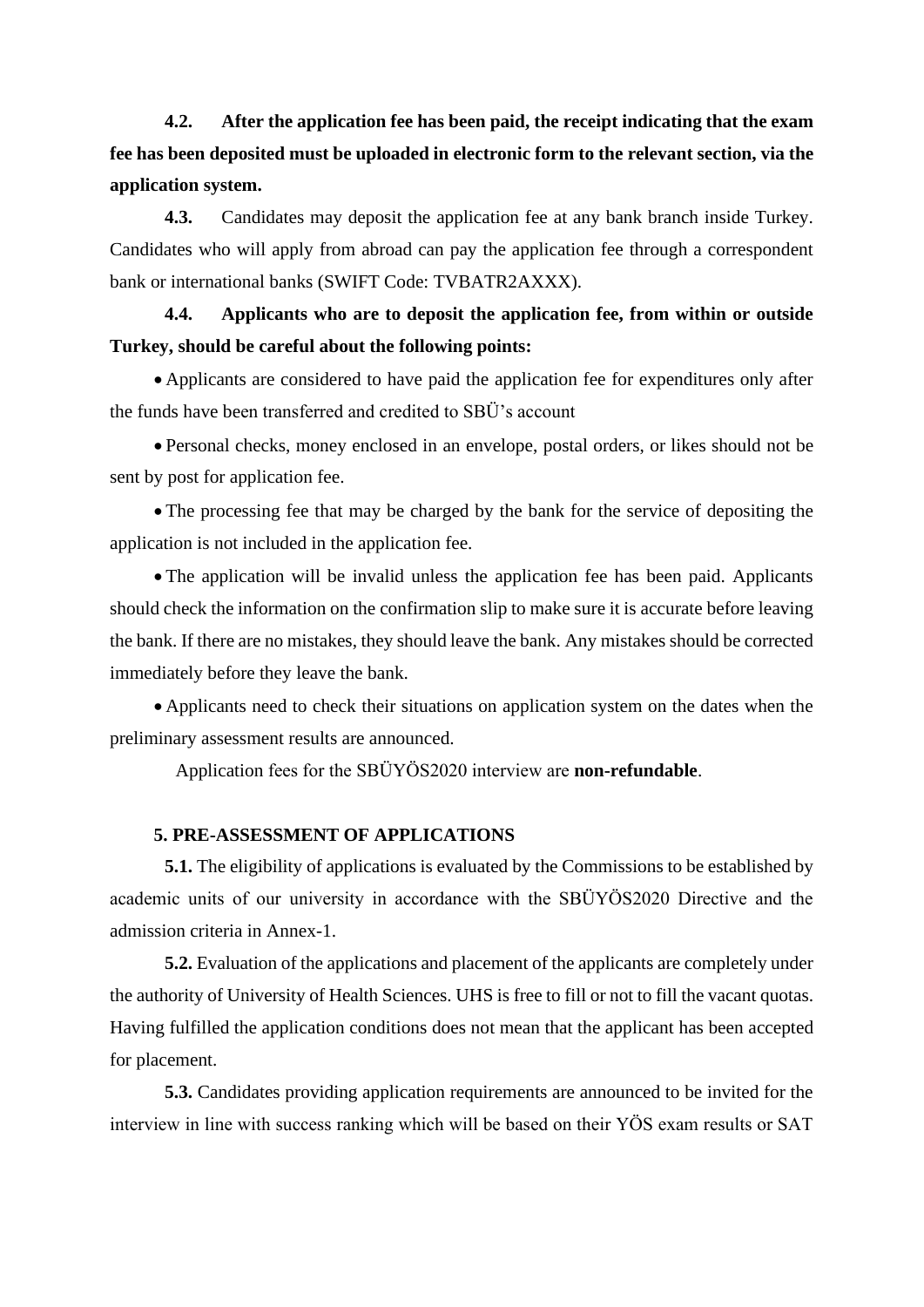**4.2. After the application fee has been paid, the receipt indicating that the exam fee has been deposited must be uploaded in electronic form to the relevant section, via the application system.**

**4.3.** Candidates may deposit the application fee at any bank branch inside Turkey. Candidates who will apply from abroad can pay the application fee through a correspondent bank or international banks (SWIFT Code: TVBATR2AXXX).

**4.4. Applicants who are to deposit the application fee, from within or outside Turkey, should be careful about the following points:**

- Applicants are considered to have paid the application fee for expenditures only after the funds have been transferred and credited to SBÜ's account
- Personal checks, money enclosed in an envelope, postal orders, or likes should not be sent by post for application fee.
- The processing fee that may be charged by the bank for the service of depositing the application is not included in the application fee.
- The application will be invalid unless the application fee has been paid. Applicants should check the information on the confirmation slip to make sure it is accurate before leaving the bank. If there are no mistakes, they should leave the bank. Any mistakes should be corrected immediately before they leave the bank.
- Applicants need to check their situations on application system on the dates when the preliminary assessment results are announced.

Application fees for the SBÜYÖS2020 interview are **non-refundable**.

## 5. PRE-ASSESSMENT OF APPLICATIONS

**5.1.** The eligibility of applications is evaluated by the Commissions to be established by academic units of our university in accordance with the SBÜYÖS2020 Directive and the admission criteria in Annex-1.

**5.2.** Evaluation of the applications and placement of the applicants are completely under the authority of University of Health Sciences. UHS is free to fill or not to fill the vacant quotas. Having fulfilled the application conditions does not mean that the applicant has been accepted for placement.

**5.3.** Candidates providing application requirements are announced to be invited for the interview in line with success ranking which will be based on their YÖS exam results or SAT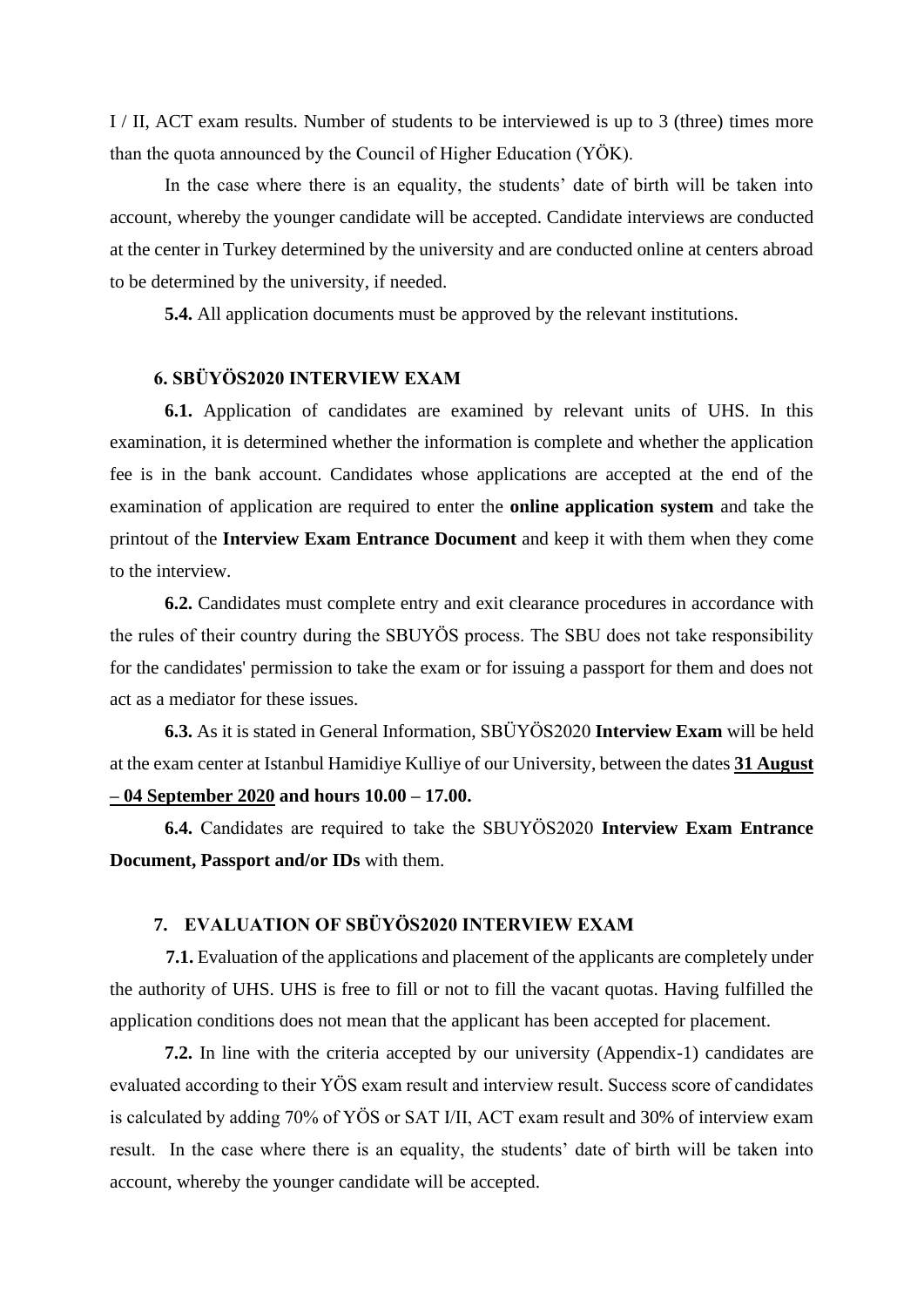I / II, ACT exam results. Number of students to be interviewed is up to 3 (three) times more than the quota announced by the Council of Higher Education (YÖK).

In the case where there is an equality, the students' date of birth will be taken into account, whereby the younger candidate will be accepted. Candidate interviews are conducted at the center in Turkey determined by the university and are conducted online at centers abroad to be determined by the university, if needed.

**5.4.** All application documents must be approved by the relevant institutions.

## 6. SBÜYÖS2020 INTERVIEW EXAM

**6.1.** Application of candidates are examined by relevant units of UHS. In this examination, it is determined whether the information is complete and whether the application fee is in the bank account. Candidates whose applications are accepted at the end of the examination of application are required to enter the **online application system** and take the printout of the **Interview Exam Entrance Document** and keep it with them when they come to the interview.

**6.2.** Candidates must complete entry and exit clearance procedures in accordance with the rules of their country during the SBUYÖS process. The SBU does not take responsibility for the candidates' permission to take the exam or for issuing a passport for them and does not act as a mediator for these issues.

**6.3.** As it is stated in General Information, SBÜYÖS2020 **Interview Exam** will be held at the exam center at Istanbul Hamidiye Kulliye of our University, between the dates **31 August – 04 September 2020 and hours 10.00 – 17.00.**

**6.4.** Candidates are required to take the SBUYÖS2020 **Interview Exam Entrance Document, Passport and/or IDs** with them.

## 7. EVALUATION OF SBÜYÖS2020 INTERVIEW EXAM

**7.1.** Evaluation of the applications and placement of the applicants are completely under the authority of UHS. UHS is free to fill or not to fill the vacant quotas. Having fulfilled the application conditions does not mean that the applicant has been accepted for placement.

**7.2.** In line with the criteria accepted by our university (Appendix-1) candidates are evaluated according to their YÖS exam result and interview result. Success score of candidates is calculated by adding 70% of YÖS or SAT I/II, ACT exam result and 30% of interview exam result. In the case where there is an equality, the students' date of birth will be taken into account, whereby the younger candidate will be accepted.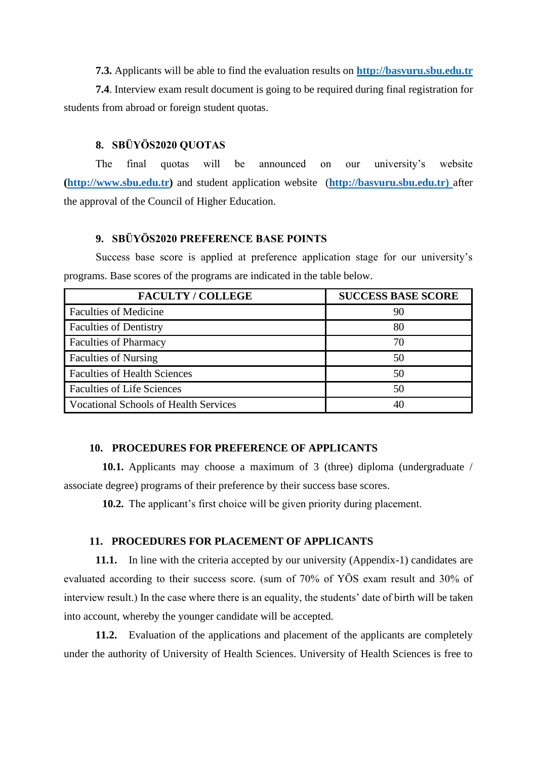**7.3.** Applicants will be able to find the evaluation results on **http://basvuru.sbu.edu.tr**

**7.4**. Interview exam result document is going to be required during final registration for students from abroad or foreign student quotas.

## 8. SBÜYÖS2020 QUOTAS

The final quotas will be announced on our university's website **(http://www.sbu.edu.tr)** and student application website **(http://basvuru.sbu.edu.tr)** after the approval of the Council of Higher Education.

## 9. SBÜYÖS2020 PREFERENCE BASE POINTS

Success base score is applied at preference application stage for our university's programs. Base scores of the programs are indicated in the table below.

| FACULTY / COLLEGE | SUCCESS BASE SCORE |
|---|---|
| Faculties of Medicine | 90 |
| Faculties of Dentistry | 80 |
| Faculties of Pharmacy | 70 |
| Faculties of Nursing | 50 |
| Faculties of Health Sciences | 50 |
| Faculties of Life Sciences | 50 |
| Vocational Schools of Health Services | 40 |

## 10. PROCEDURES FOR PREFERENCE OF APPLICANTS

**10.1.** Applicants may choose a maximum of 3 (three) diploma (undergraduate / associate degree) programs of their preference by their success base scores.

**10.2.** The applicant's first choice will be given priority during placement.

## 11. PROCEDURES FOR PLACEMENT OF APPLICANTS

**11.1.** In line with the criteria accepted by our university (Appendix-1) candidates are evaluated according to their success score. (sum of 70% of YÖS exam result and 30% of interview result.) In the case where there is an equality, the students' date of birth will be taken into account, whereby the younger candidate will be accepted.

**11.2.** Evaluation of the applications and placement of the applicants are completely under the authority of University of Health Sciences. University of Health Sciences is free to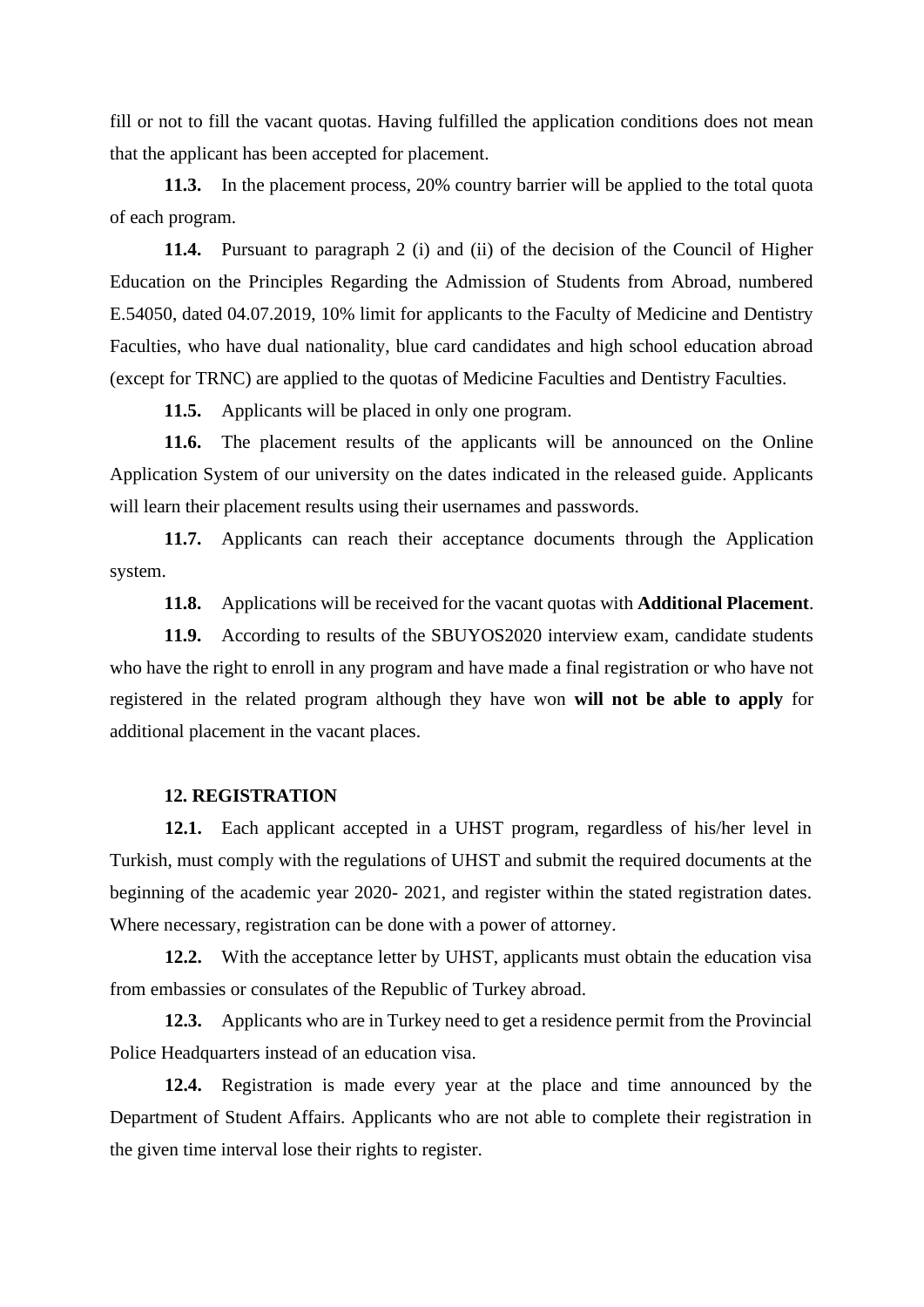fill or not to fill the vacant quotas. Having fulfilled the application conditions does not mean that the applicant has been accepted for placement.

**11.3.** In the placement process, 20% country barrier will be applied to the total quota of each program.

**11.4.** Pursuant to paragraph 2 (i) and (ii) of the decision of the Council of Higher Education on the Principles Regarding the Admission of Students from Abroad, numbered E.54050, dated 04.07.2019, 10% limit for applicants to the Faculty of Medicine and Dentistry Faculties, who have dual nationality, blue card candidates and high school education abroad (except for TRNC) are applied to the quotas of Medicine Faculties and Dentistry Faculties.

**11.5.** Applicants will be placed in only one program.

**11.6.** The placement results of the applicants will be announced on the Online Application System of our university on the dates indicated in the released guide. Applicants will learn their placement results using their usernames and passwords.

**11.7.** Applicants can reach their acceptance documents through the Application system.

**11.8.** Applications will be received for the vacant quotas with **Additional Placement**.

**11.9.** According to results of the SBUYOS2020 interview exam, candidate students who have the right to enroll in any program and have made a final registration or who have not registered in the related program although they have won **will not be able to apply** for additional placement in the vacant places.

## 12. REGISTRATION

**12.1.** Each applicant accepted in a UHST program, regardless of his/her level in Turkish, must comply with the regulations of UHST and submit the required documents at the beginning of the academic year 2020- 2021, and register within the stated registration dates. Where necessary, registration can be done with a power of attorney.

**12.2.** With the acceptance letter by UHST, applicants must obtain the education visa from embassies or consulates of the Republic of Turkey abroad.

**12.3.** Applicants who are in Turkey need to get a residence permit from the Provincial Police Headquarters instead of an education visa.

**12.4.** Registration is made every year at the place and time announced by the Department of Student Affairs. Applicants who are not able to complete their registration in the given time interval lose their rights to register.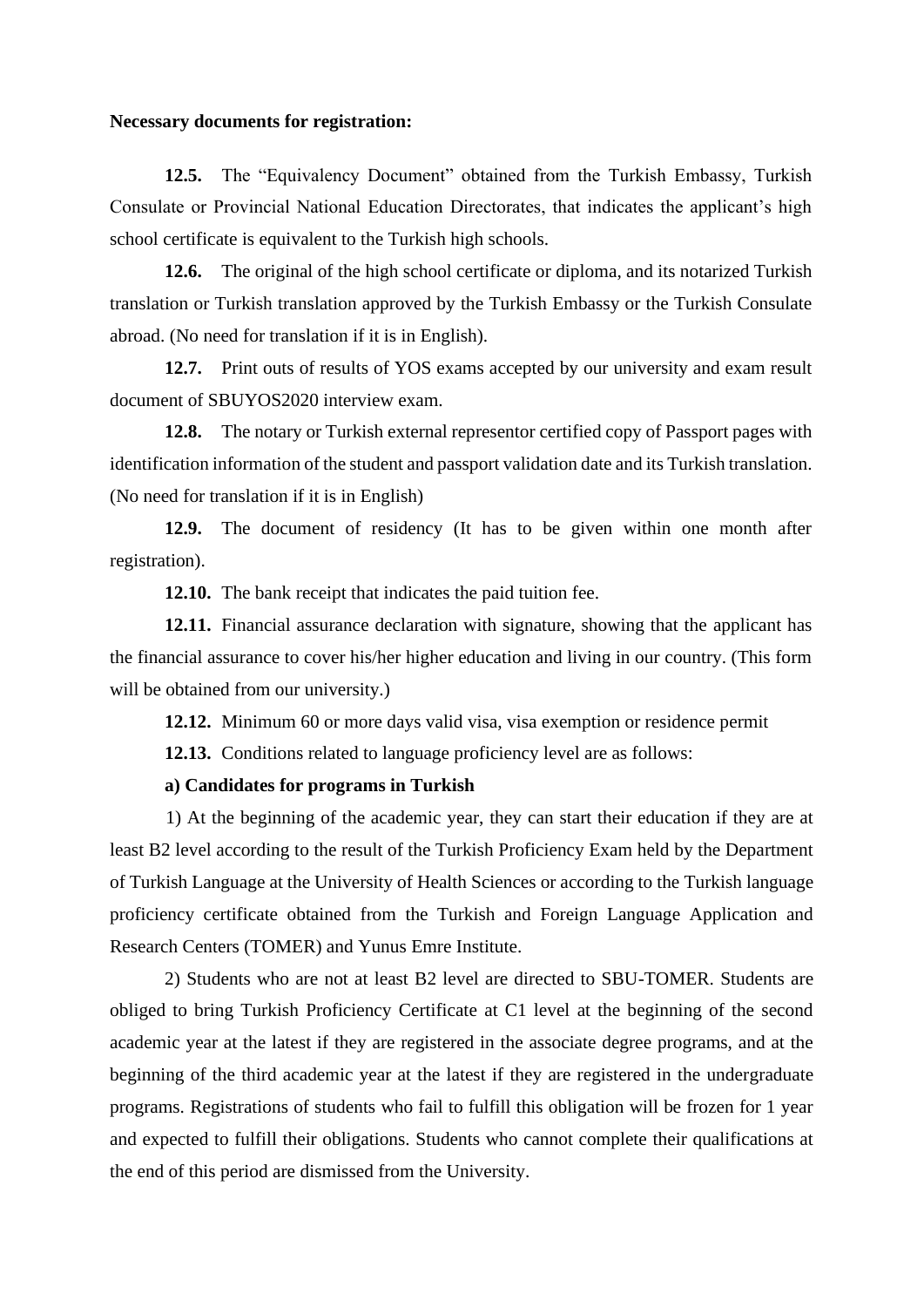**Necessary documents for registration:**

**12.5.** The "Equivalency Document" obtained from the Turkish Embassy, Turkish Consulate or Provincial National Education Directorates, that indicates the applicant's high school certificate is equivalent to the Turkish high schools.

**12.6.** The original of the high school certificate or diploma, and its notarized Turkish translation or Turkish translation approved by the Turkish Embassy or the Turkish Consulate abroad. (No need for translation if it is in English).

**12.7.** Print outs of results of YOS exams accepted by our university and exam result document of SBUYOS2020 interview exam.

**12.8.** The notary or Turkish external representor certified copy of Passport pages with identification information of the student and passport validation date and its Turkish translation. (No need for translation if it is in English)

**12.9.** The document of residency (It has to be given within one month after registration).

**12.10.** The bank receipt that indicates the paid tuition fee.

**12.11.** Financial assurance declaration with signature, showing that the applicant has the financial assurance to cover his/her higher education and living in our country. (This form will be obtained from our university.)

**12.12.** Minimum 60 or more days valid visa, visa exemption or residence permit

**12.13.** Conditions related to language proficiency level are as follows:

**a) Candidates for programs in Turkish**

1) At the beginning of the academic year, they can start their education if they are at least B2 level according to the result of the Turkish Proficiency Exam held by the Department of Turkish Language at the University of Health Sciences or according to the Turkish language proficiency certificate obtained from the Turkish and Foreign Language Application and Research Centers (TOMER) and Yunus Emre Institute.

2) Students who are not at least B2 level are directed to SBU-TOMER. Students are obliged to bring Turkish Proficiency Certificate at C1 level at the beginning of the second academic year at the latest if they are registered in the associate degree programs, and at the beginning of the third academic year at the latest if they are registered in the undergraduate programs. Registrations of students who fail to fulfill this obligation will be frozen for 1 year and expected to fulfill their obligations. Students who cannot complete their qualifications at the end of this period are dismissed from the University.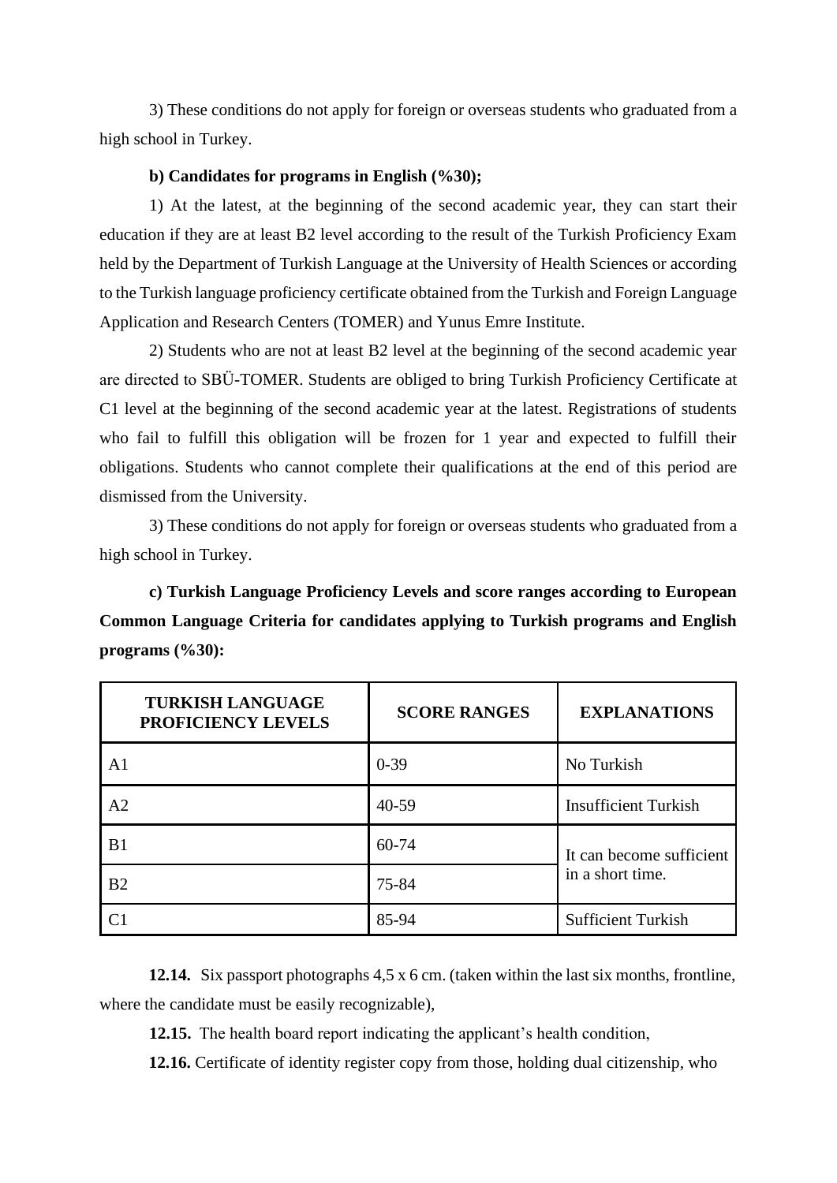3) These conditions do not apply for foreign or overseas students who graduated from a high school in Turkey.

**b) Candidates for programs in English (%30);**

1) At the latest, at the beginning of the second academic year, they can start their education if they are at least B2 level according to the result of the Turkish Proficiency Exam held by the Department of Turkish Language at the University of Health Sciences or according to the Turkish language proficiency certificate obtained from the Turkish and Foreign Language Application and Research Centers (TOMER) and Yunus Emre Institute.

2) Students who are not at least B2 level at the beginning of the second academic year are directed to SBÜ-TOMER. Students are obliged to bring Turkish Proficiency Certificate at C1 level at the beginning of the second academic year at the latest. Registrations of students who fail to fulfill this obligation will be frozen for 1 year and expected to fulfill their obligations. Students who cannot complete their qualifications at the end of this period are dismissed from the University.

3) These conditions do not apply for foreign or overseas students who graduated from a high school in Turkey.

**c) Turkish Language Proficiency Levels and score ranges according to European Common Language Criteria for candidates applying to Turkish programs and English programs (%30):**

| TURKISH LANGUAGE PROFICIENCY LEVELS | SCORE RANGES | EXPLANATIONS |
|---|---|---|
| A1 | 0-39 | No Turkish |
| A2 | 40-59 | Insufficient Turkish |
| B1 | 60-74 | It can become sufficient in a short time. |
| B2 | 75-84 | |
| C1 | 85-94 | Sufficient Turkish |

**12.14.** Six passport photographs 4,5 x 6 cm. (taken within the last six months, frontline, where the candidate must be easily recognizable),

**12.15.** The health board report indicating the applicant's health condition,

**12.16.** Certificate of identity register copy from those, holding dual citizenship, who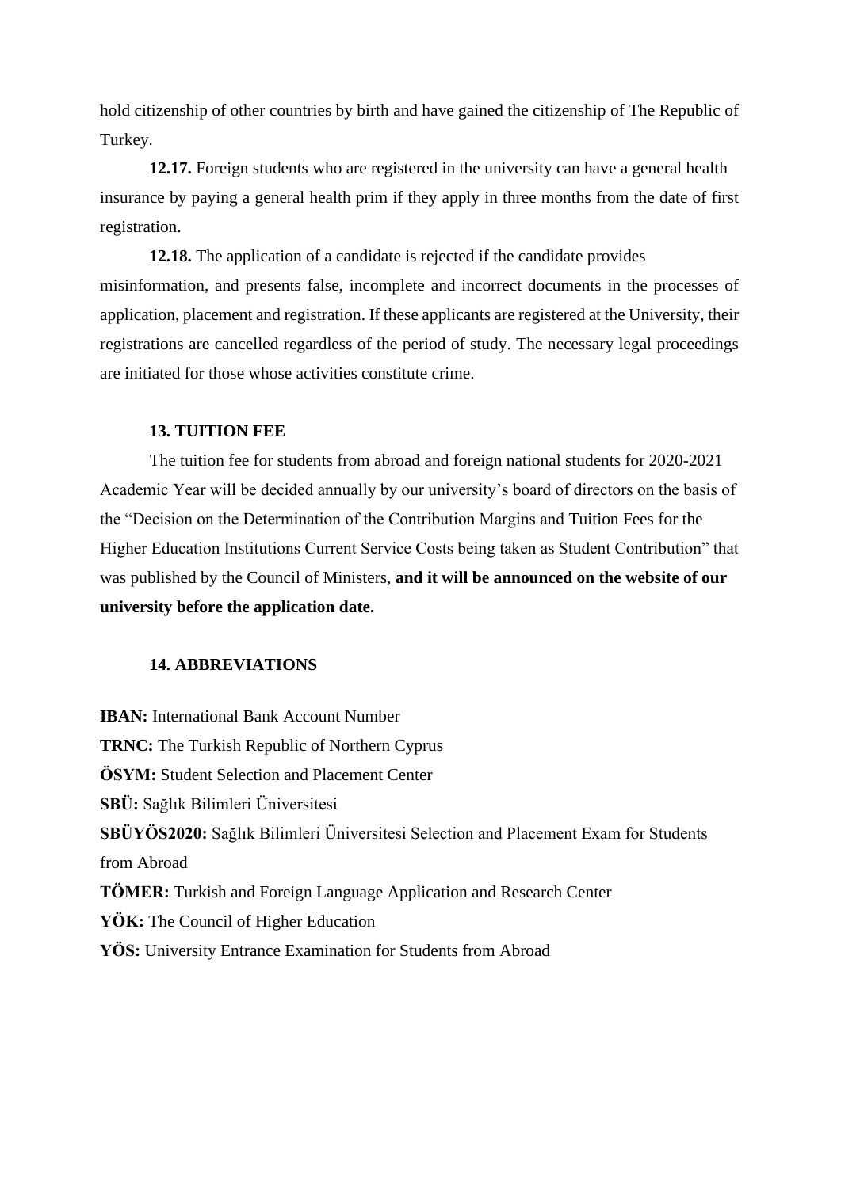hold citizenship of other countries by birth and have gained the citizenship of The Republic of Turkey.

**12.17.** Foreign students who are registered in the university can have a general health insurance by paying a general health prim if they apply in three months from the date of first registration.

**12.18.** The application of a candidate is rejected if the candidate provides misinformation, and presents false, incomplete and incorrect documents in the processes of application, placement and registration. If these applicants are registered at the University, their registrations are cancelled regardless of the period of study. The necessary legal proceedings are initiated for those whose activities constitute crime.

## 13. TUITION FEE

The tuition fee for students from abroad and foreign national students for 2020-2021 Academic Year will be decided annually by our university's board of directors on the basis of the "Decision on the Determination of the Contribution Margins and Tuition Fees for the Higher Education Institutions Current Service Costs being taken as Student Contribution" that was published by the Council of Ministers, **and it will be announced on the website of our university before the application date.**

## 14. ABBREVIATIONS

**IBAN:** International Bank Account Number
**TRNC:** The Turkish Republic of Northern Cyprus
**ÖSYM:** Student Selection and Placement Center
**SBÜ:** Sağlık Bilimleri Üniversitesi
**SBÜYÖS2020:** Sağlık Bilimleri Üniversitesi Selection and Placement Exam for Students from Abroad
**TÖMER:** Turkish and Foreign Language Application and Research Center
**YÖK:** The Council of Higher Education
**YÖS:** University Entrance Examination for Students from Abroad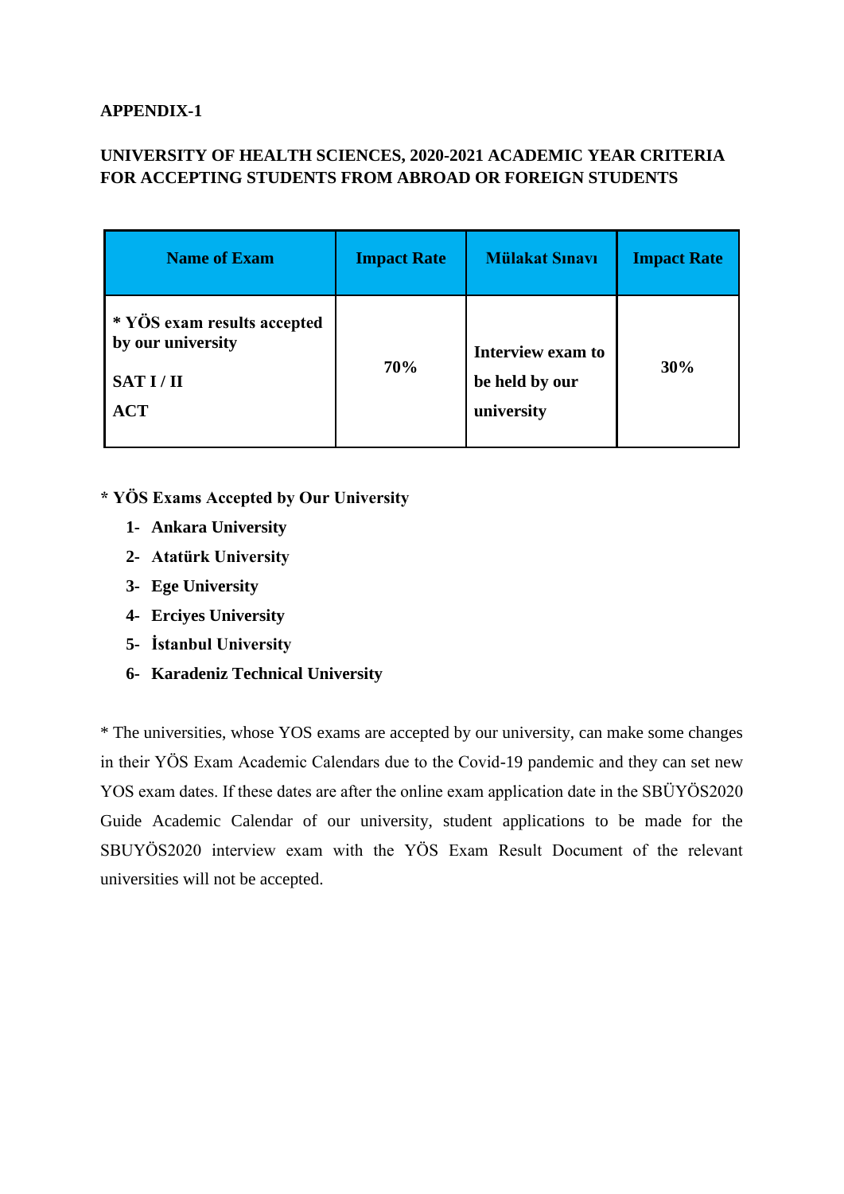**APPENDIX-1**

**UNIVERSITY OF HEALTH SCIENCES, 2020-2021 ACADEMIC YEAR CRITERIA FOR ACCEPTING STUDENTS FROM ABROAD OR FOREIGN STUDENTS**

| Name of Exam | Impact Rate | Mülakat Sınavı | Impact Rate |
|---|---|---|---|
| * YÖS exam results accepted by our university<br>SAT I / II<br>ACT | 70% | Interview exam to be held by our university | 30% |

**\* YÖS Exams Accepted by Our University**

1- **Ankara University**
2- **Atatürk University**
3- **Ege University**
4- **Erciyes University**
5- **İstanbul University**
6- **Karadeniz Technical University**

* The universities, whose YOS exams are accepted by our university, can make some changes in their YÖS Exam Academic Calendars due to the Covid-19 pandemic and they can set new YOS exam dates. If these dates are after the online exam application date in the SBÜYÖS2020 Guide Academic Calendar of our university, student applications to be made for the SBUYÖS2020 interview exam with the YÖS Exam Result Document of the relevant universities will not be accepted.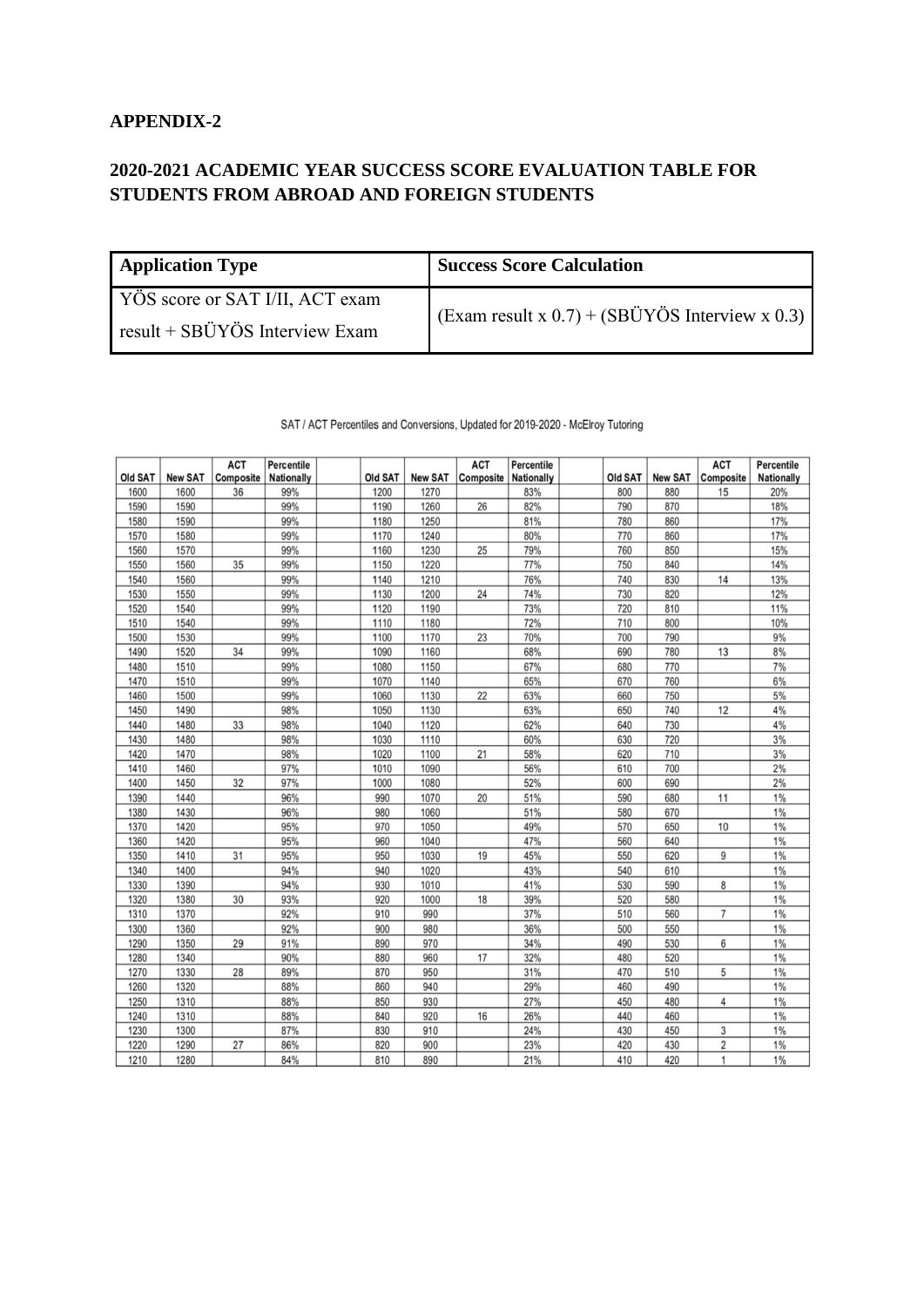**APPENDIX-2**

**2020-2021 ACADEMIC YEAR SUCCESS SCORE EVALUATION TABLE FOR STUDENTS FROM ABROAD AND FOREIGN STUDENTS**

| Application Type | Success Score Calculation |
|---|---|
| YÖS score or SAT I/II, ACT exam result + SBÜYÖS Interview Exam | (Exam result x 0.7) + (SBÜYÖS Interview x 0.3) |

SAT / ACT Percentiles and Conversions, Updated for 2019-2020 - McElroy Tutoring

| Old SAT | New SAT | ACT Composite | Percentile Nationally | | Old SAT | New SAT | ACT Composite | Percentile Nationally | | Old SAT | New SAT | ACT Composite | Percentile Nationally |
|---|---|---|---|---|---|---|---|---|---|---|---|---|---|
| 1600 | 1600 | 36 | 99% | | 1200 | 1270 | | 83% | | 800 | 880 | 15 | 20% |
| 1590 | 1590 | | 99% | | 1190 | 1260 | 26 | 82% | | 790 | 870 | | 18% |
| 1580 | 1590 | | 99% | | 1180 | 1250 | | 81% | | 780 | 860 | | 17% |
| 1570 | 1580 | | 99% | | 1170 | 1240 | | 80% | | 770 | 860 | | 17% |
| 1560 | 1570 | | 99% | | 1160 | 1230 | 25 | 79% | | 760 | 850 | | 15% |
| 1550 | 1560 | 35 | 99% | | 1150 | 1220 | | 77% | | 750 | 840 | | 14% |
| 1540 | 1560 | | 99% | | 1140 | 1210 | | 76% | | 740 | 830 | 14 | 13% |
| 1530 | 1550 | | 99% | | 1130 | 1200 | 24 | 74% | | 730 | 820 | | 12% |
| 1520 | 1540 | | 99% | | 1120 | 1190 | | 73% | | 720 | 810 | | 11% |
| 1510 | 1540 | | 99% | | 1110 | 1180 | | 72% | | 710 | 800 | | 10% |
| 1500 | 1530 | | 99% | | 1100 | 1170 | 23 | 70% | | 700 | 790 | | 9% |
| 1490 | 1520 | 34 | 99% | | 1090 | 1160 | | 68% | | 690 | 780 | 13 | 8% |
| 1480 | 1510 | | 99% | | 1080 | 1150 | | 67% | | 680 | 770 | | 7% |
| 1470 | 1510 | | 99% | | 1070 | 1140 | | 65% | | 670 | 760 | | 6% |
| 1460 | 1500 | | 99% | | 1060 | 1130 | 22 | 63% | | 660 | 750 | | 5% |
| 1450 | 1490 | | 98% | | 1050 | 1130 | | 63% | | 650 | 740 | 12 | 4% |
| 1440 | 1480 | 33 | 98% | | 1040 | 1120 | | 62% | | 640 | 730 | | 4% |
| 1430 | 1480 | | 98% | | 1030 | 1110 | | 60% | | 630 | 720 | | 3% |
| 1420 | 1470 | | 98% | | 1020 | 1100 | 21 | 58% | | 620 | 710 | | 3% |
| 1410 | 1460 | | 97% | | 1010 | 1090 | | 56% | | 610 | 700 | | 2% |
| 1400 | 1450 | 32 | 97% | | 1000 | 1080 | | 52% | | 600 | 690 | | 2% |
| 1390 | 1440 | | 96% | | 990 | 1070 | 20 | 51% | | 590 | 680 | 11 | 1% |
| 1380 | 1430 | | 96% | | 980 | 1060 | | 51% | | 580 | 670 | | 1% |
| 1370 | 1420 | | 95% | | 970 | 1050 | | 49% | | 570 | 650 | 10 | 1% |
| 1360 | 1420 | | 95% | | 960 | 1040 | | 47% | | 560 | 640 | | 1% |
| 1350 | 1410 | 31 | 95% | | 950 | 1030 | 19 | 45% | | 550 | 620 | 9 | 1% |
| 1340 | 1400 | | 94% | | 940 | 1020 | | 43% | | 540 | 610 | | 1% |
| 1330 | 1390 | | 94% | | 930 | 1010 | | 41% | | 530 | 590 | 8 | 1% |
| 1320 | 1380 | 30 | 93% | | 920 | 1000 | 18 | 39% | | 520 | 580 | | 1% |
| 1310 | 1370 | | 92% | | 910 | 990 | | 37% | | 510 | 560 | 7 | 1% |
| 1300 | 1360 | | 92% | | 900 | 980 | | 36% | | 500 | 550 | | 1% |
| 1290 | 1350 | 29 | 91% | | 890 | 970 | | 34% | | 490 | 530 | 6 | 1% |
| 1280 | 1340 | | 90% | | 880 | 960 | 17 | 32% | | 480 | 520 | | 1% |
| 1270 | 1330 | 28 | 89% | | 870 | 950 | | 31% | | 470 | 510 | 5 | 1% |
| 1260 | 1320 | | 88% | | 860 | 940 | | 29% | | 460 | 490 | | 1% |
| 1250 | 1310 | | 88% | | 850 | 930 | | 27% | | 450 | 480 | 4 | 1% |
| 1240 | 1310 | | 88% | | 840 | 920 | 16 | 26% | | 440 | 460 | | 1% |
| 1230 | 1300 | | 87% | | 830 | 910 | | 24% | | 430 | 450 | 3 | 1% |
| 1220 | 1290 | 27 | 86% | | 820 | 900 | | 23% | | 420 | 430 | 2 | 1% |
| 1210 | 1280 | | 84% | | 810 | 890 | | 21% | | 410 | 420 | 1 | 1% |